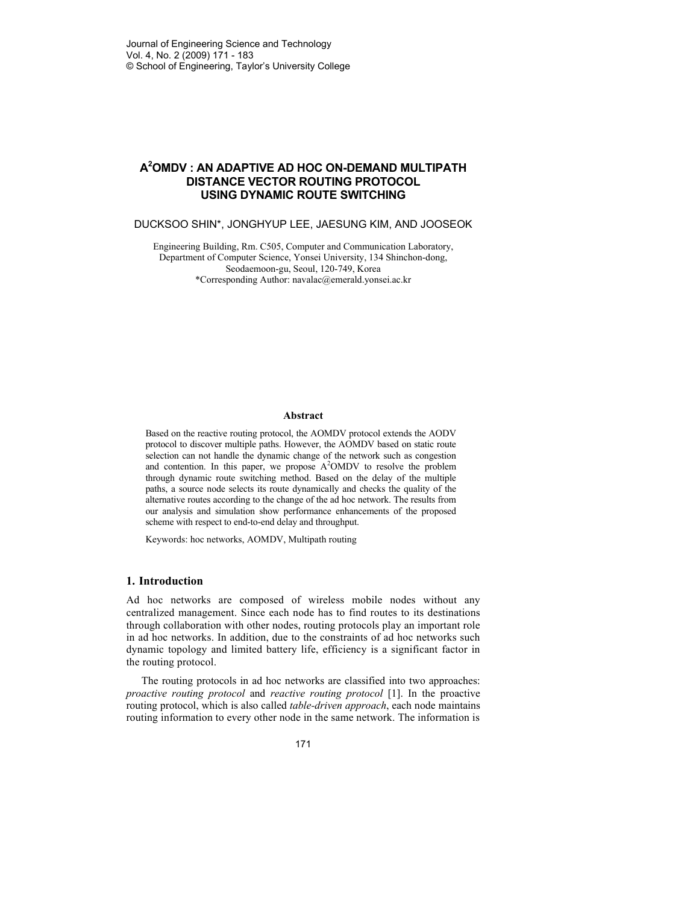# $A^2$OMDV : AN ADAPTIVE AD HOC ON-DEMAND MULTIPATH DISTANCE VECTOR ROUTING PROTOCOL USING DYNAMIC ROUTE SWITCHING

DUCKSOO SHIN*, JONGHYUP LEE, JAESUNG KIM, AND JOOSEOK

Engineering Building, Rm. C505, Computer and Communication Laboratory, Department of Computer Science, Yonsei University, 134 Shinchon-dong, Seodaemoon-gu, Seoul, 120-749, Korea
*Corresponding Author: navalac@emerald.yonsei.ac.kr

### Abstract

Based on the reactive routing protocol, the AOMDV protocol extends the AODV protocol to discover multiple paths. However, the AOMDV based on static route selection can not handle the dynamic change of the network such as congestion and contention. In this paper, we propose $A^2$OMDV to resolve the problem through dynamic route switching method. Based on the delay of the multiple paths, a source node selects its route dynamically and checks the quality of the alternative routes according to the change of the ad hoc network. The results from our analysis and simulation show performance enhancements of the proposed scheme with respect to end-to-end delay and throughput.

Keywords: hoc networks, AOMDV, Multipath routing

## 1. Introduction

Ad hoc networks are composed of wireless mobile nodes without any centralized management. Since each node has to find routes to its destinations through collaboration with other nodes, routing protocols play an important role in ad hoc networks. In addition, due to the constraints of ad hoc networks such dynamic topology and limited battery life, efficiency is a significant factor in the routing protocol.

The routing protocols in ad hoc networks are classified into two approaches: *proactive routing protocol* and *reactive routing protocol* [1]. In the proactive routing protocol, which is also called *table-driven approach*, each node maintains routing information to every other node in the same network. The information is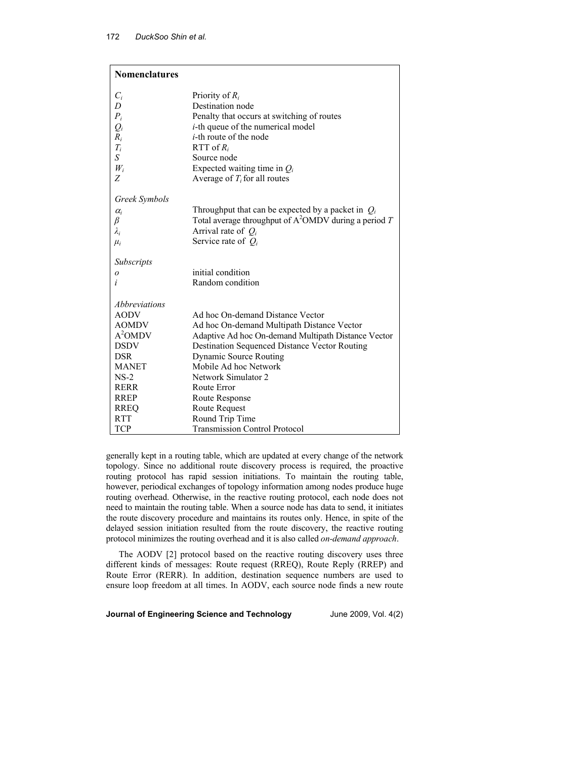## Nomenclatures

| | |
|---|---|
| $C_i$ | Priority of $R_i$ |
| $D$ | Destination node |
| $P_i$ | Penalty that occurs at switching of routes |
| $Q_i$ | $i$-th queue of the numerical model |
| $R_i$ | $i$-th route of the node |
| $T_i$ | RTT of $R_i$ |
| $S$ | Source node |
| $W_i$ | Expected waiting time in $Q_i$ |
| $Z$ | Average of $T_i$ for all routes |
| *Greek Symbols* | |
| $\alpha_i$ | Throughput that can be expected by a packet in $Q_i$ |
| $\beta$ | Total average throughput of $A^2$OMDV during a period $T$ |
| $\lambda_i$ | Arrival rate of $Q_i$ |
| $\mu_i$ | Service rate of $Q_i$ |
| *Subscripts* | |
| $o$ | initial condition |
| $i$ | Random condition |
| *Abbreviations* | |
| AODV | Ad hoc On-demand Distance Vector |
| AOMDV | Ad hoc On-demand Multipath Distance Vector |
| $A^2$OMDV | Adaptive Ad hoc On-demand Multipath Distance Vector |
| DSDV | Destination Sequenced Distance Vector Routing |
| DSR | Dynamic Source Routing |
| MANET | Mobile Ad hoc Network |
| NS-2 | Network Simulator 2 |
| RERR | Route Error |
| RREP | Route Response |
| RREQ | Route Request |
| RTT | Round Trip Time |
| TCP | Transmission Control Protocol |

generally kept in a routing table, which are updated at every change of the network topology. Since no additional route discovery process is required, the proactive routing protocol has rapid session initiations. To maintain the routing table, however, periodical exchanges of topology information among nodes produce huge routing overhead. Otherwise, in the reactive routing protocol, each node does not need to maintain the routing table. When a source node has data to send, it initiates the route discovery procedure and maintains its routes only. Hence, in spite of the delayed session initiation resulted from the route discovery, the reactive routing protocol minimizes the routing overhead and it is also called *on-demand approach*.

The AODV [2] protocol based on the reactive routing discovery uses three different kinds of messages: Route request (RREQ), Route Reply (RREP) and Route Error (RERR). In addition, destination sequence numbers are used to ensure loop freedom at all times. In AODV, each source node finds a new route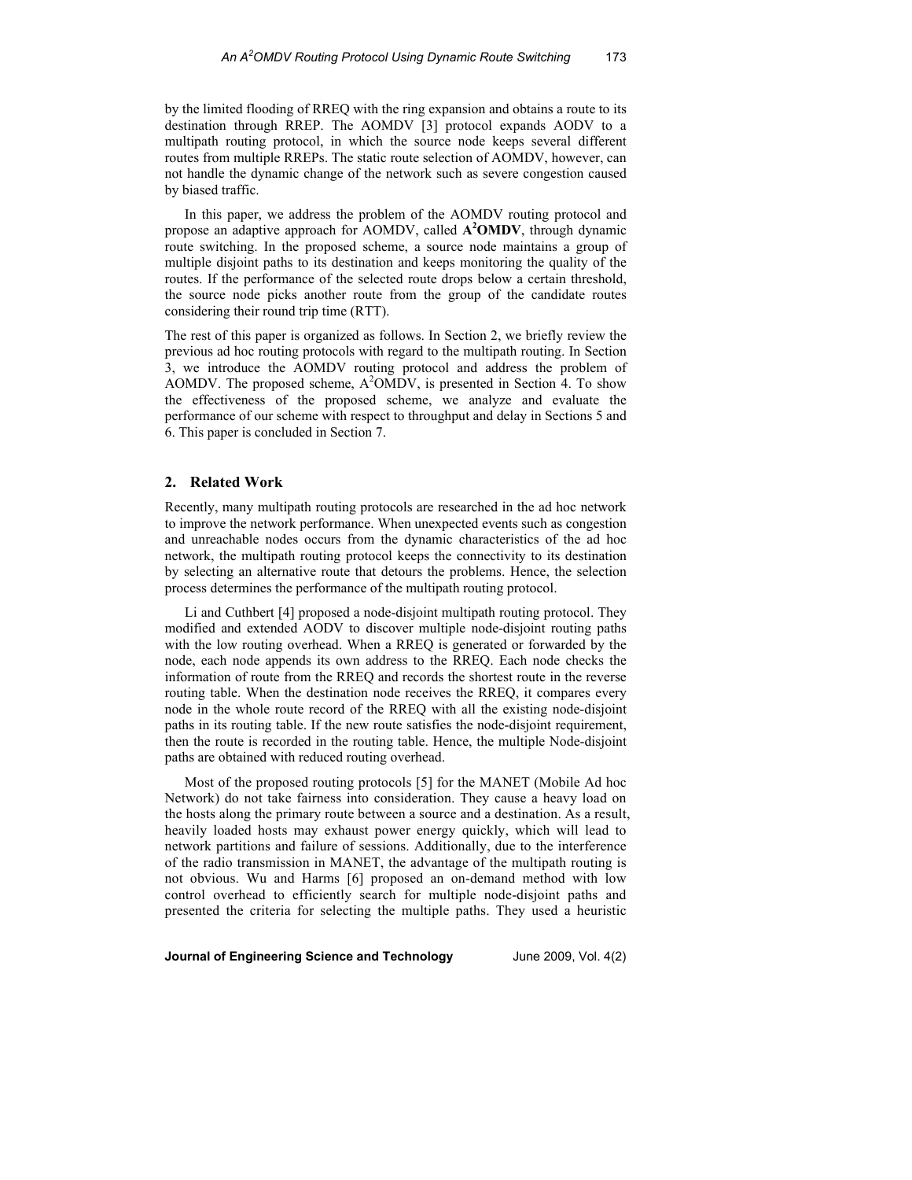by the limited flooding of RREQ with the ring expansion and obtains a route to its destination through RREP. The AOMDV [3] protocol expands AODV to a multipath routing protocol, in which the source node keeps several different routes from multiple RREPs. The static route selection of AOMDV, however, can not handle the dynamic change of the network such as severe congestion caused by biased traffic.

In this paper, we address the problem of the AOMDV routing protocol and propose an adaptive approach for AOMDV, called **A²OMDV**, through dynamic route switching. In the proposed scheme, a source node maintains a group of multiple disjoint paths to its destination and keeps monitoring the quality of the routes. If the performance of the selected route drops below a certain threshold, the source node picks another route from the group of the candidate routes considering their round trip time (RTT).

The rest of this paper is organized as follows. In Section 2, we briefly review the previous ad hoc routing protocols with regard to the multipath routing. In Section 3, we introduce the AOMDV routing protocol and address the problem of AOMDV. The proposed scheme, A²OMDV, is presented in Section 4. To show the effectiveness of the proposed scheme, we analyze and evaluate the performance of our scheme with respect to throughput and delay in Sections 5 and 6. This paper is concluded in Section 7.

## 2. Related Work

Recently, many multipath routing protocols are researched in the ad hoc network to improve the network performance. When unexpected events such as congestion and unreachable nodes occurs from the dynamic characteristics of the ad hoc network, the multipath routing protocol keeps the connectivity to its destination by selecting an alternative route that detours the problems. Hence, the selection process determines the performance of the multipath routing protocol.

Li and Cuthbert [4] proposed a node-disjoint multipath routing protocol. They modified and extended AODV to discover multiple node-disjoint routing paths with the low routing overhead. When a RREQ is generated or forwarded by the node, each node appends its own address to the RREQ. Each node checks the information of route from the RREQ and records the shortest route in the reverse routing table. When the destination node receives the RREQ, it compares every node in the whole route record of the RREQ with all the existing node-disjoint paths in its routing table. If the new route satisfies the node-disjoint requirement, then the route is recorded in the routing table. Hence, the multiple Node-disjoint paths are obtained with reduced routing overhead.

Most of the proposed routing protocols [5] for the MANET (Mobile Ad hoc Network) do not take fairness into consideration. They cause a heavy load on the hosts along the primary route between a source and a destination. As a result, heavily loaded hosts may exhaust power energy quickly, which will lead to network partitions and failure of sessions. Additionally, due to the interference of the radio transmission in MANET, the advantage of the multipath routing is not obvious. Wu and Harms [6] proposed an on-demand method with low control overhead to efficiently search for multiple node-disjoint paths and presented the criteria for selecting the multiple paths. They used a heuristic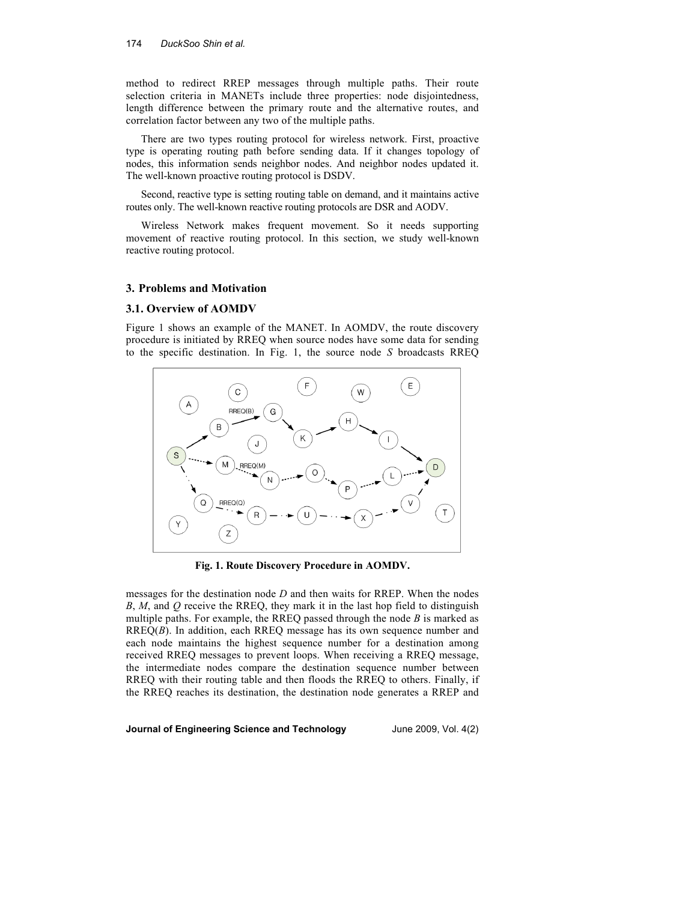method to redirect RREP messages through multiple paths. Their route selection criteria in MANETs include three properties: node disjointedness, length difference between the primary route and the alternative routes, and correlation factor between any two of the multiple paths.

There are two types routing protocol for wireless network. First, proactive type is operating routing path before sending data. If it changes topology of nodes, this information sends neighbor nodes. And neighbor nodes updated it. The well-known proactive routing protocol is DSDV.

Second, reactive type is setting routing table on demand, and it maintains active routes only. The well-known reactive routing protocols are DSR and AODV.

Wireless Network makes frequent movement. So it needs supporting movement of reactive routing protocol. In this section, we study well-known reactive routing protocol.

## 3. Problems and Motivation

### 3.1. Overview of AOMDV

Figure 1 shows an example of the MANET. In AOMDV, the route discovery procedure is initiated by RREQ when source nodes have some data for sending to the specific destination. In Fig. 1, the source node *S* broadcasts RREQ

**Fig. 1. Route Discovery Procedure in AOMDV.**

messages for the destination node *D* and then waits for RREP. When the nodes *B*, *M*, and *Q* receive the RREQ, they mark it in the last hop field to distinguish multiple paths. For example, the RREQ passed through the node *B* is marked as RREQ(*B*). In addition, each RREQ message has its own sequence number and each node maintains the highest sequence number for a destination among received RREQ messages to prevent loops. When receiving a RREQ message, the intermediate nodes compare the destination sequence number between RREQ with their routing table and then floods the RREQ to others. Finally, if the RREQ reaches its destination, the destination node generates a RREP and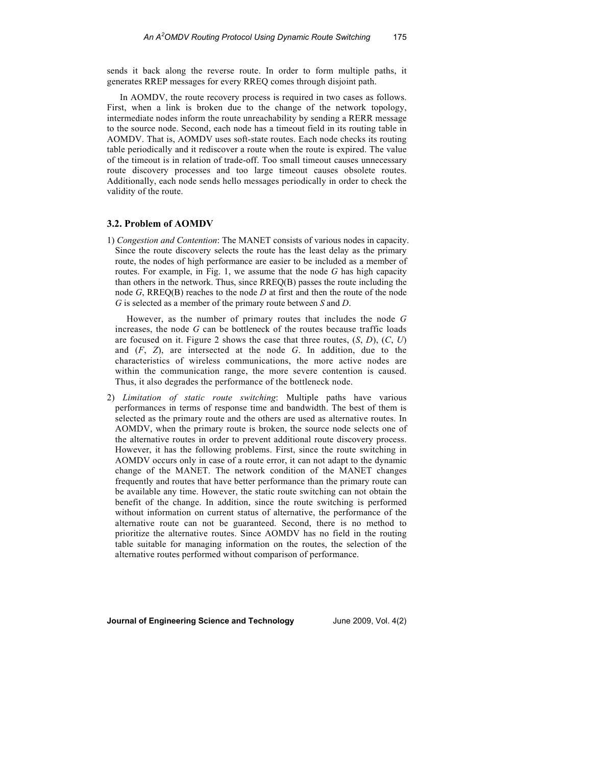sends it back along the reverse route. In order to form multiple paths, it generates RREP messages for every RREQ comes through disjoint path.

In AOMDV, the route recovery process is required in two cases as follows. First, when a link is broken due to the change of the network topology, intermediate nodes inform the route unreachability by sending a RERR message to the source node. Second, each node has a timeout field in its routing table in AOMDV. That is, AOMDV uses soft-state routes. Each node checks its routing table periodically and it rediscover a route when the route is expired. The value of the timeout is in relation of trade-off. Too small timeout causes unnecessary route discovery processes and too large timeout causes obsolete routes. Additionally, each node sends hello messages periodically in order to check the validity of the route.

### 3.2. Problem of AOMDV

1) *Congestion and Contention*: The MANET consists of various nodes in capacity. Since the route discovery selects the route has the least delay as the primary route, the nodes of high performance are easier to be included as a member of routes. For example, in Fig. 1, we assume that the node *G* has high capacity than others in the network. Thus, since RREQ(B) passes the route including the node *G*, RREQ(B) reaches to the node *D* at first and then the route of the node *G* is selected as a member of the primary route between *S* and *D*.

   However, as the number of primary routes that includes the node *G* increases, the node *G* can be bottleneck of the routes because traffic loads are focused on it. Figure 2 shows the case that three routes, (*S*, *D*), (*C*, *U*) and (*F*, *Z*), are intersected at the node *G*. In addition, due to the characteristics of wireless communications, the more active nodes are within the communication range, the more severe contention is caused. Thus, it also degrades the performance of the bottleneck node.

2) *Limitation of static route switching*: Multiple paths have various performances in terms of response time and bandwidth. The best of them is selected as the primary route and the others are used as alternative routes. In AOMDV, when the primary route is broken, the source node selects one of the alternative routes in order to prevent additional route discovery process. However, it has the following problems. First, since the route switching in AOMDV occurs only in case of a route error, it can not adapt to the dynamic change of the MANET. The network condition of the MANET changes frequently and routes that have better performance than the primary route can be available any time. However, the static route switching can not obtain the benefit of the change. In addition, since the route switching is performed without information on current status of alternative, the performance of the alternative route can not be guaranteed. Second, there is no method to prioritize the alternative routes. Since AOMDV has no field in the routing table suitable for managing information on the routes, the selection of the alternative routes performed without comparison of performance.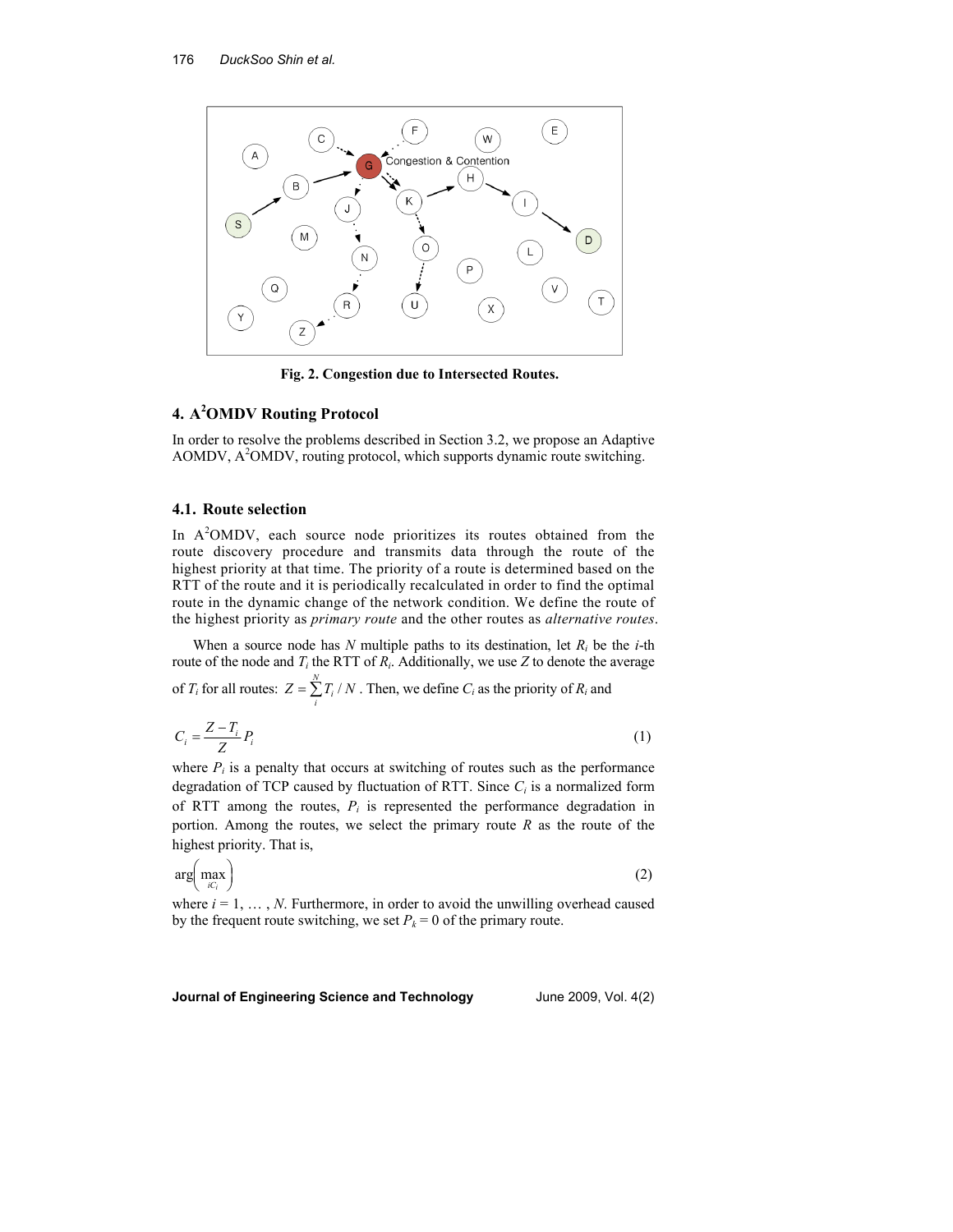Fig. 2. Congestion due to Intersected Routes.

## 4. A[2]OMDV Routing Protocol

In order to resolve the problems described in Section 3.2, we propose an Adaptive AOMDV, A[2]OMDV, routing protocol, which supports dynamic route switching.

### 4.1. Route selection

In A[2]OMDV, each source node prioritizes its routes obtained from the route discovery procedure and transmits data through the route of the highest priority at that time. The priority of a route is determined based on the RTT of the route and it is periodically recalculated in order to find the optimal route in the dynamic change of the network condition. We define the route of the highest priority as *primary route* and the other routes as *alternative routes*.

When a source node has $N$ multiple paths to its destination, let $R_i$ be the $i$-th route of the node and $T_i$ the RTT of $R_i$. Additionally, we use $Z$ to denote the average of $T_i$ for all routes: $Z = \sum_{i}^{N} T_i / N$ . Then, we define $C_i$ as the priority of $R_i$ and

$$C_i = \frac{Z - T_i}{Z} P_i \tag{1}$$

where $P_i$ is a penalty that occurs at switching of routes such as the performance degradation of TCP caused by fluctuation of RTT. Since $C_i$ is a normalized form of RTT among the routes, $P_i$ is represented the performance degradation in portion. Among the routes, we select the primary route $R$ as the route of the highest priority. That is,

$$\arg\left( \max_{iC_i} \right) \tag{2}$$

where $i = 1, \ldots , N$. Furthermore, in order to avoid the unwilling overhead caused by the frequent route switching, we set $P_k = 0$ of the primary route.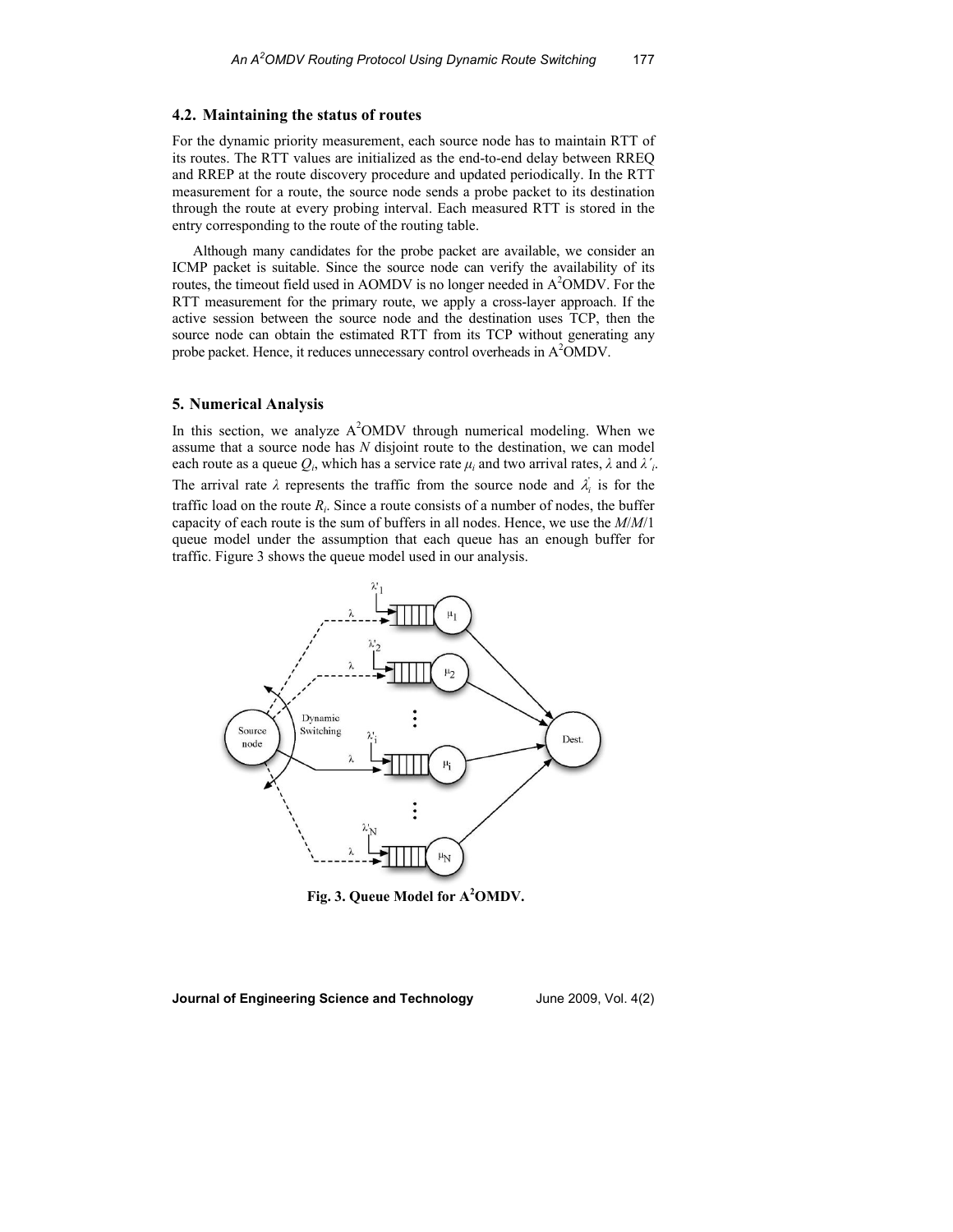## 4.2. Maintaining the status of routes

For the dynamic priority measurement, each source node has to maintain RTT of its routes. The RTT values are initialized as the end-to-end delay between RREQ and RREP at the route discovery procedure and updated periodically. In the RTT measurement for a route, the source node sends a probe packet to its destination through the route at every probing interval. Each measured RTT is stored in the entry corresponding to the route of the routing table.

Although many candidates for the probe packet are available, we consider an ICMP packet is suitable. Since the source node can verify the availability of its routes, the timeout field used in AOMDV is no longer needed in $A^2$OMDV. For the RTT measurement for the primary route, we apply a cross-layer approach. If the active session between the source node and the destination uses TCP, then the source node can obtain the estimated RTT from its TCP without generating any probe packet. Hence, it reduces unnecessary control overheads in $A^2$OMDV.

# 5. Numerical Analysis

In this section, we analyze $A^2$OMDV through numerical modeling. When we assume that a source node has $N$ disjoint route to the destination, we can model each route as a queue $Q_i$, which has a service rate $\mu_i$ and two arrival rates, $\lambda$ and $\lambda'_i$. The arrival rate $\lambda$ represents the traffic from the source node and $\lambda'_i$ is for the traffic load on the route $R_i$. Since a route consists of a number of nodes, the buffer capacity of each route is the sum of buffers in all nodes. Hence, we use the $M/M/1$ queue model under the assumption that each queue has an enough buffer for traffic. Figure 3 shows the queue model used in our analysis.

**Fig. 3. Queue Model for $A^2$OMDV.**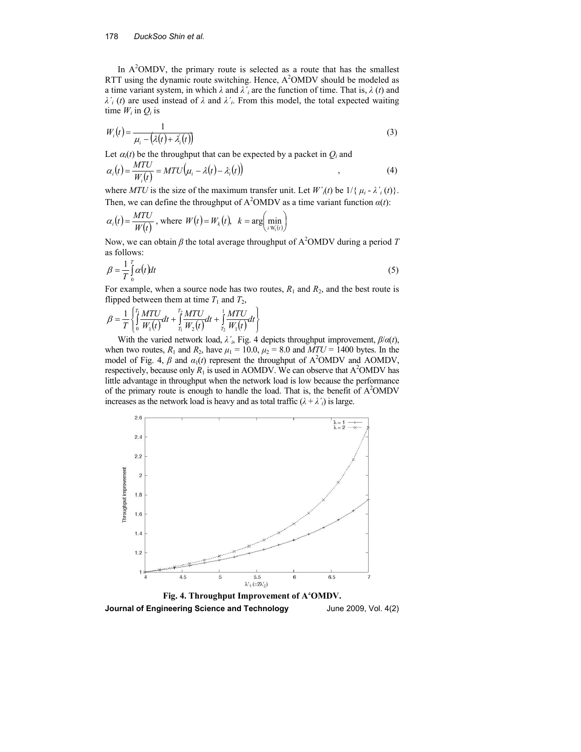In $A^2$OMDV, the primary route is selected as a route that has the smallest RTT using the dynamic route switching. Hence, $A^2$OMDV should be modeled as a time variant system, in which $\lambda$ and $\lambda'_i$ are the function of time. That is, $\lambda(t)$ and $\lambda'_i(t)$ are used instead of $\lambda$ and $\lambda'_i$. From this model, the total expected waiting time $W_i$ in $Q_i$ is

$$W_i(t) = \frac{1}{\mu_i - \left(\lambda(t) + \lambda'_i(t)\right)} \tag{3}$$

Let $\alpha_i(t)$ be the throughput that can be expected by a packet in $Q_i$ and

$$\alpha_i(t) = \frac{MTU}{W_i(t)} = MTU\left(\mu_i - \lambda(t) - \lambda'_i(t)\right) \tag{4}$$

where $MTU$ is the size of the maximum transfer unit. Let $W'_i(t)$ be $1/\{\mu_i - \lambda'_i(t)\}$. Then, we can define the throughput of $A^2$OMDV as a time variant function $\alpha(t)$:

$$\alpha_i(t) = \frac{MTU}{W(t)}\text{, where } W(t) = W_k(t),\ \ k = \arg\left(\min_{i\, W'_i(t)}\right)$$

Now, we can obtain $\beta$ the total average throughput of $A^2$OMDV during a period $T$ as follows:

$$\beta = \frac{1}{T}\int_0^T \alpha(t)dt \tag{5}$$

For example, when a source node has two routes, $R_1$ and $R_2$, and the best route is flipped between them at time $T_1$ and $T_2$,

$$\beta = \frac{1}{T}\left\{\int_0^{T_1}\frac{MTU}{W_1(t)}dt + \int_{T_1}^{T_2}\frac{MTU}{W_2(t)}dt + \int_{T_2}^{1}\frac{MTU}{W_1(t)}dt\right\}$$

With the varied network load, $\lambda'_i$, Fig. 4 depicts throughput improvement, $\beta/\alpha(t)$, when two routes, $R_1$ and $R_2$, have $\mu_1 = 10.0$, $\mu_2 = 8.0$ and $MTU = 1400$ bytes. In the model of Fig. 4, $\beta$ and $\alpha_1(t)$ represent the throughput of $A^2$OMDV and AOMDV, respectively, because only $R_1$ is used in AOMDV. We can observe that $A^2$OMDV has little advantage in throughput when the network load is low because the performance of the primary route is enough to handle the load. That is, the benefit of $A^2$OMDV increases as the network load is heavy and as total traffic $(\lambda + \lambda'_i)$ is large.

**Fig. 4. Throughput Improvement of $A^2$OMDV.**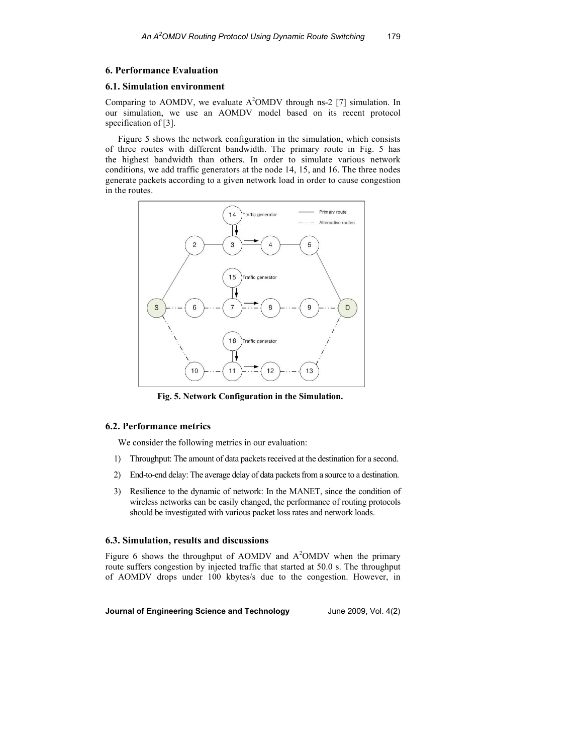## 6. Performance Evaluation

### 6.1. Simulation environment

Comparing to AOMDV, we evaluate A$^2$OMDV through ns-2 [7] simulation. In our simulation, we use an AOMDV model based on its recent protocol specification of [3].

Figure 5 shows the network configuration in the simulation, which consists of three routes with different bandwidth. The primary route in Fig. 5 has the highest bandwidth than others. In order to simulate various network conditions, we add traffic generators at the node 14, 15, and 16. The three nodes generate packets according to a given network load in order to cause congestion in the routes.

**Fig. 5. Network Configuration in the Simulation.**

### 6.2. Performance metrics

We consider the following metrics in our evaluation:

1) Throughput: The amount of data packets received at the destination for a second.
2) End-to-end delay: The average delay of data packets from a source to a destination.
3) Resilience to the dynamic of network: In the MANET, since the condition of wireless networks can be easily changed, the performance of routing protocols should be investigated with various packet loss rates and network loads.

### 6.3. Simulation, results and discussions

Figure 6 shows the throughput of AOMDV and A$^2$OMDV when the primary route suffers congestion by injected traffic that started at 50.0 s. The throughput of AOMDV drops under 100 kbytes/s due to the congestion. However, in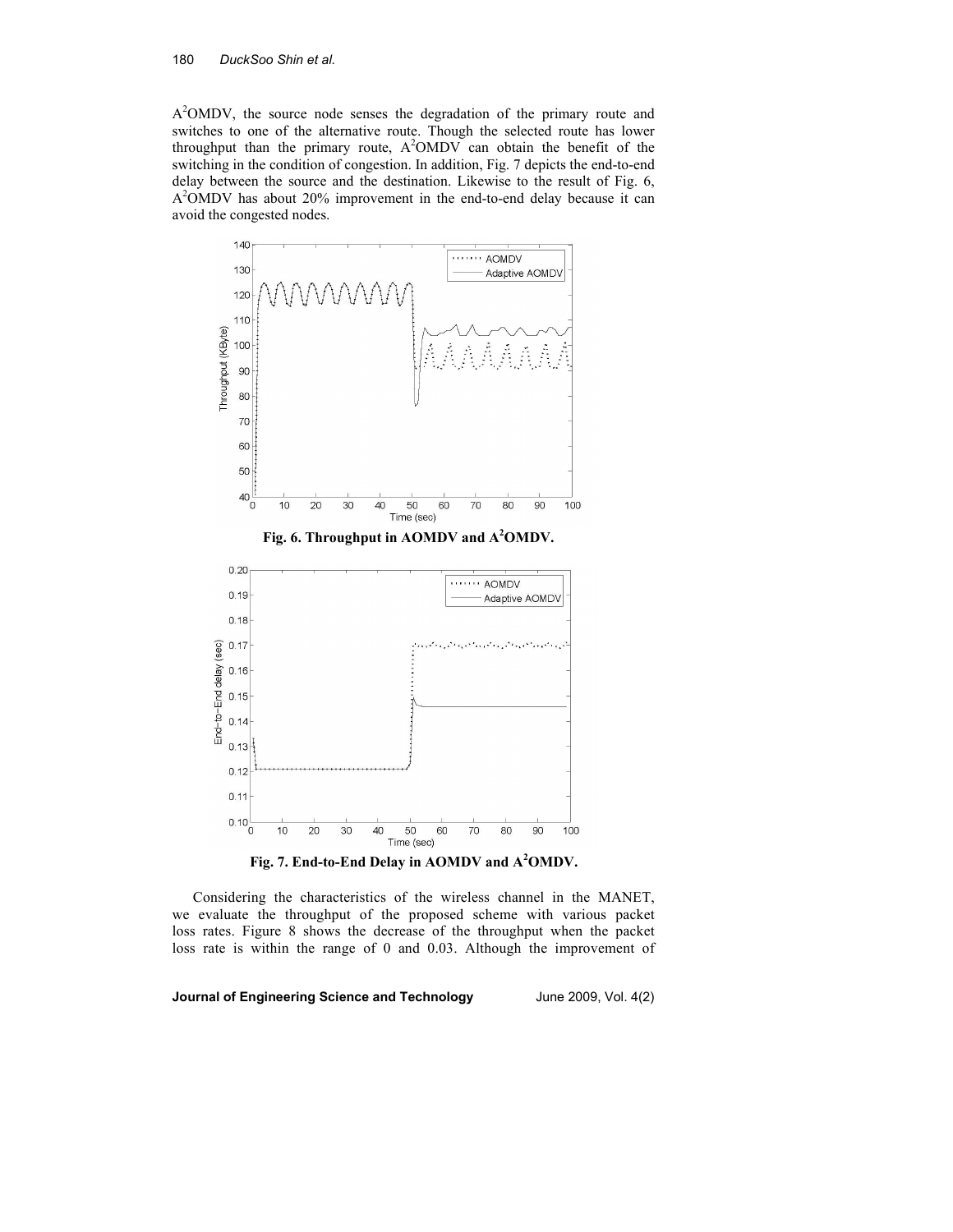A$^2$OMDV, the source node senses the degradation of the primary route and switches to one of the alternative route. Though the selected route has lower throughput than the primary route, A$^2$OMDV can obtain the benefit of the switching in the condition of congestion. In addition, Fig. 7 depicts the end-to-end delay between the source and the destination. Likewise to the result of Fig. 6, A$^2$OMDV has about 20% improvement in the end-to-end delay because it can avoid the congested nodes.

**Fig. 6. Throughput in AOMDV and A$^2$OMDV.**

**Fig. 7. End-to-End Delay in AOMDV and A$^2$OMDV.**

Considering the characteristics of the wireless channel in the MANET, we evaluate the throughput of the proposed scheme with various packet loss rates. Figure 8 shows the decrease of the throughput when the packet loss rate is within the range of 0 and 0.03. Although the improvement of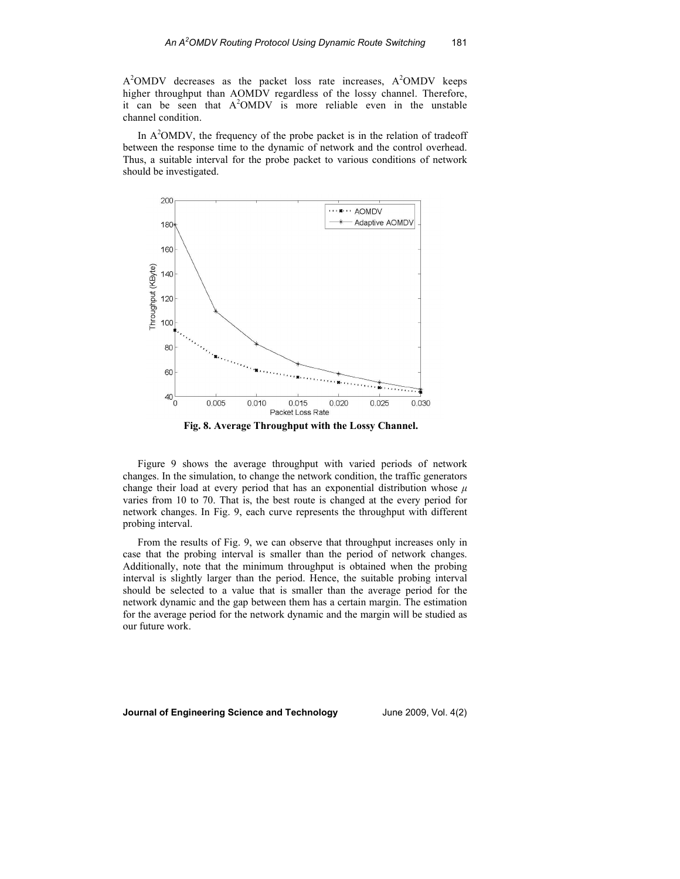$A^2OMDV$ decreases as the packet loss rate increases, $A^2OMDV$ keeps higher throughput than AOMDV regardless of the lossy channel. Therefore, it can be seen that $A^2OMDV$ is more reliable even in the unstable channel condition.

In $A^2OMDV$, the frequency of the probe packet is in the relation of tradeoff between the response time to the dynamic of network and the control overhead. Thus, a suitable interval for the probe packet to various conditions of network should be investigated.

**Fig. 8. Average Throughput with the Lossy Channel.**

Figure 9 shows the average throughput with varied periods of network changes. In the simulation, to change the network condition, the traffic generators change their load at every period that has an exponential distribution whose $\mu$ varies from 10 to 70. That is, the best route is changed at the every period for network changes. In Fig. 9, each curve represents the throughput with different probing interval.

From the results of Fig. 9, we can observe that throughput increases only in case that the probing interval is smaller than the period of network changes. Additionally, note that the minimum throughput is obtained when the probing interval is slightly larger than the period. Hence, the suitable probing interval should be selected to a value that is smaller than the average period for the network dynamic and the gap between them has a certain margin. The estimation for the average period for the network dynamic and the margin will be studied as our future work.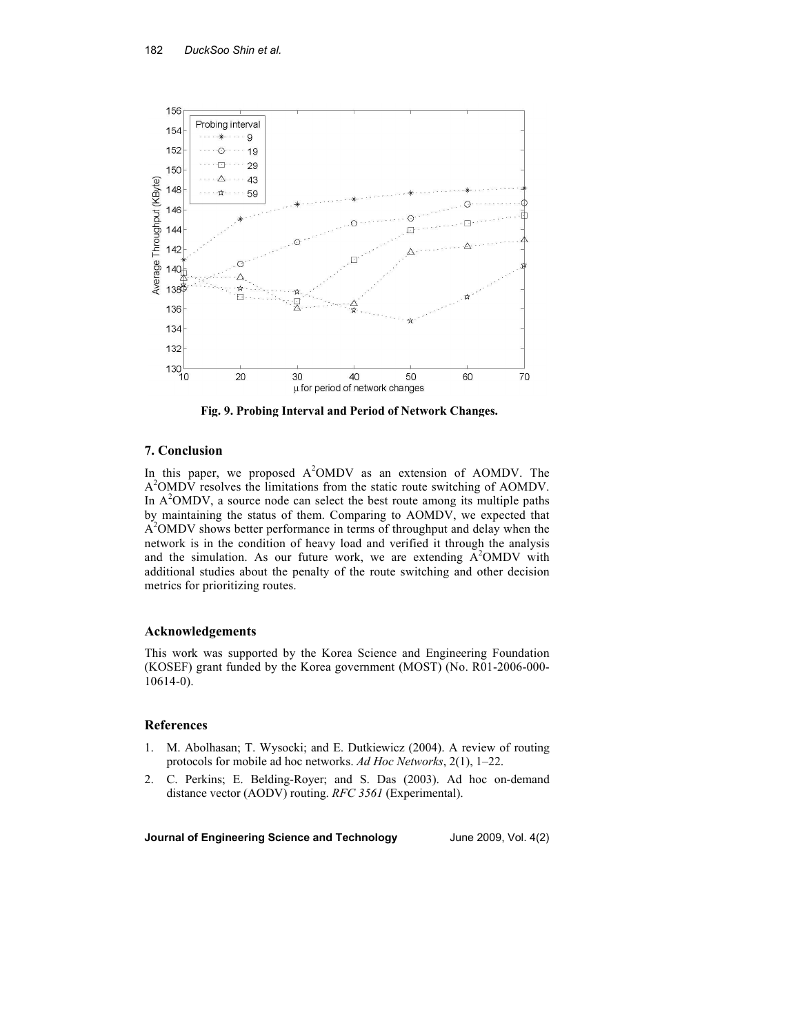Fig. 9. Probing Interval and Period of Network Changes.

## 7. Conclusion

In this paper, we proposed $A^2OMDV$ as an extension of AOMDV. The $A^2OMDV$ resolves the limitations from the static route switching of AOMDV. In $A^2OMDV$, a source node can select the best route among its multiple paths by maintaining the status of them. Comparing to AOMDV, we expected that $A^2OMDV$ shows better performance in terms of throughput and delay when the network is in the condition of heavy load and verified it through the analysis and the simulation. As our future work, we are extending $A^2OMDV$ with additional studies about the penalty of the route switching and other decision metrics for prioritizing routes.

## Acknowledgements

This work was supported by the Korea Science and Engineering Foundation (KOSEF) grant funded by the Korea government (MOST) (No. R01-2006-000-10614-0).

## References

1. M. Abolhasan; T. Wysocki; and E. Dutkiewicz (2004). A review of routing protocols for mobile ad hoc networks. *Ad Hoc Networks*, 2(1), 1–22.
2. C. Perkins; E. Belding-Royer; and S. Das (2003). Ad hoc on-demand distance vector (AODV) routing. *RFC 3561* (Experimental).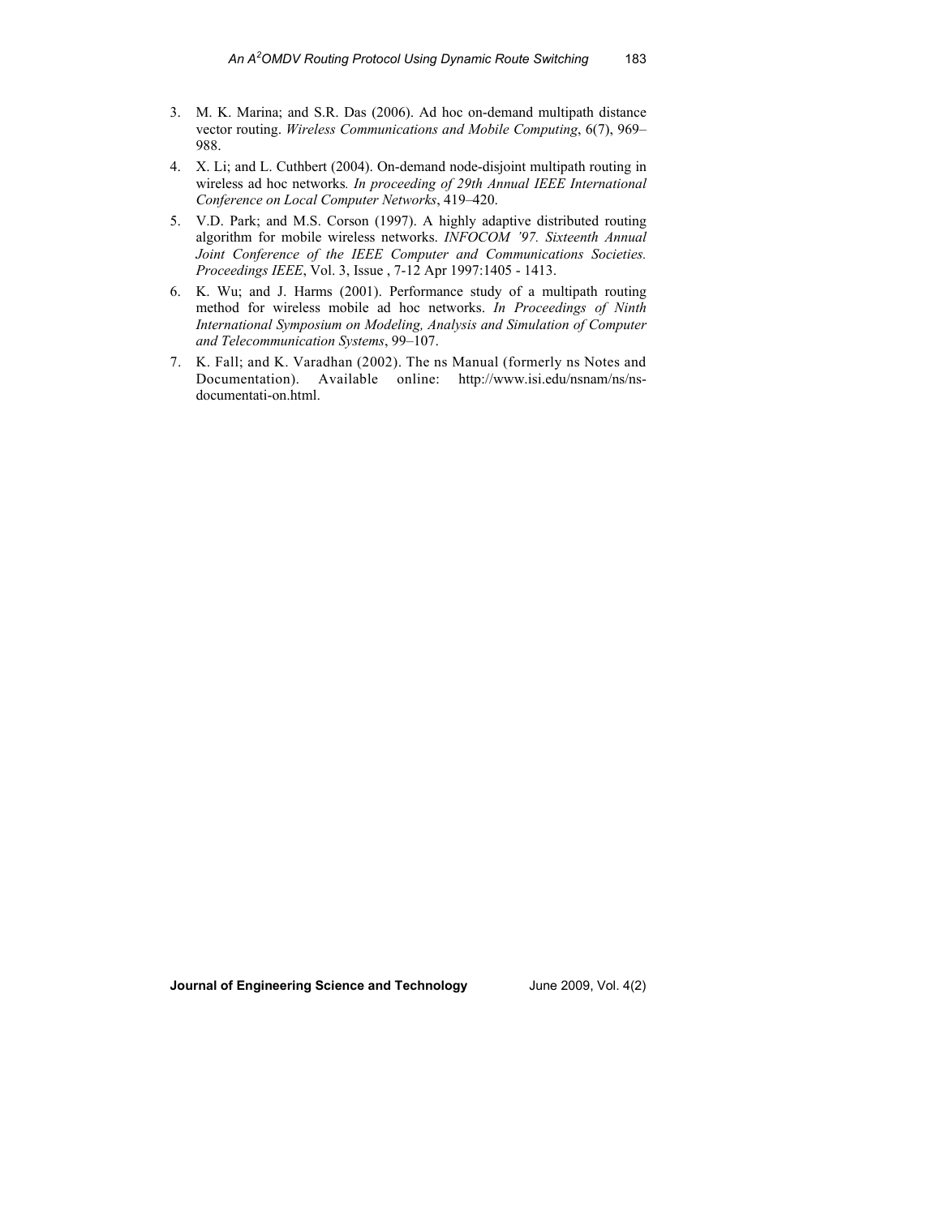3. M. K. Marina; and S.R. Das (2006). Ad hoc on-demand multipath distance vector routing. *Wireless Communications and Mobile Computing*, 6(7), 969–988.
4. X. Li; and L. Cuthbert (2004). On-demand node-disjoint multipath routing in wireless ad hoc networks*. In proceeding of 29th Annual IEEE International Conference on Local Computer Networks*, 419–420.
5. V.D. Park; and M.S. Corson (1997). A highly adaptive distributed routing algorithm for mobile wireless networks. *INFOCOM '97. Sixteenth Annual Joint Conference of the IEEE Computer and Communications Societies. Proceedings IEEE*, Vol. 3, Issue , 7-12 Apr 1997:1405 - 1413.
6. K. Wu; and J. Harms (2001). Performance study of a multipath routing method for wireless mobile ad hoc networks. *In Proceedings of Ninth International Symposium on Modeling, Analysis and Simulation of Computer and Telecommunication Systems*, 99–107.
7. K. Fall; and K. Varadhan (2002). The ns Manual (formerly ns Notes and Documentation). Available online: http://www.isi.edu/nsnam/ns/ns-documentati-on.html.